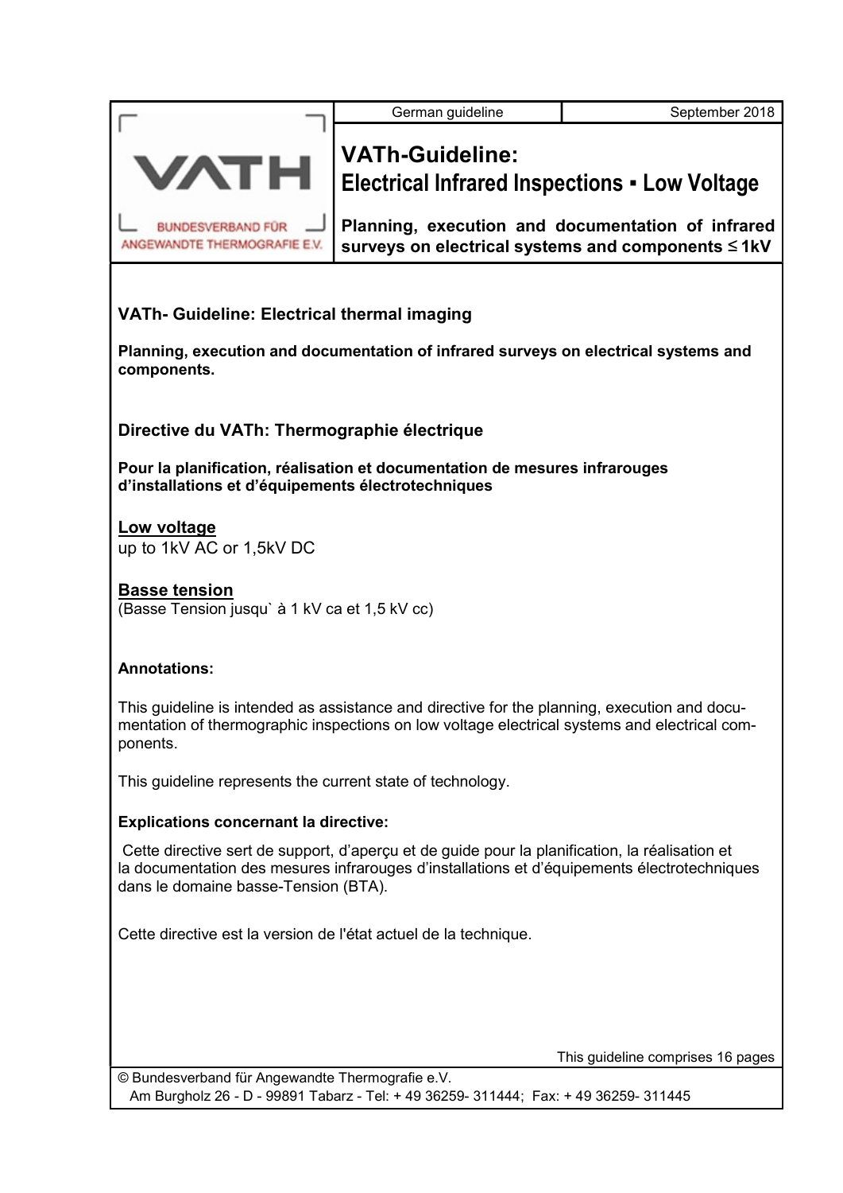German guideline | September 2018

VATH
BUNDESVERBAND FÜR ANGEWANDTE THERMOGRAFIE E.V.

# VATh-Guideline: Electrical Infrared Inspections ▪ Low Voltage

**Planning, execution and documentation of infrared surveys on electrical systems and components ≤ 1kV**

## VATh- Guideline: Electrical thermal imaging

**Planning, execution and documentation of infrared surveys on electrical systems and components.**

## Directive du VATh: Thermographie électrique

**Pour la planification, réalisation et documentation de mesures infrarouges d'installations et d'équipements électrotechniques**

**Low voltage**
up to 1kV AC or 1,5kV DC

**Basse tension**
(Basse Tension jusqu` à 1 kV ca et 1,5 kV cc)

**Annotations:**

This guideline is intended as assistance and directive for the planning, execution and documentation of thermographic inspections on low voltage electrical systems and electrical components.

This guideline represents the current state of technology.

**Explications concernant la directive:**

Cette directive sert de support, d'aperçu et de guide pour la planification, la réalisation et la documentation des mesures infrarouges d'installations et d'équipements électrotechniques dans le domaine basse-Tension (BTA).

Cette directive est la version de l'état actuel de la technique.

This guideline comprises 16 pages

© Bundesverband für Angewandte Thermografie e.V.
Am Burgholz 26 - D - 99891 Tabarz - Tel: + 49 36259- 311444; Fax: + 49 36259- 311445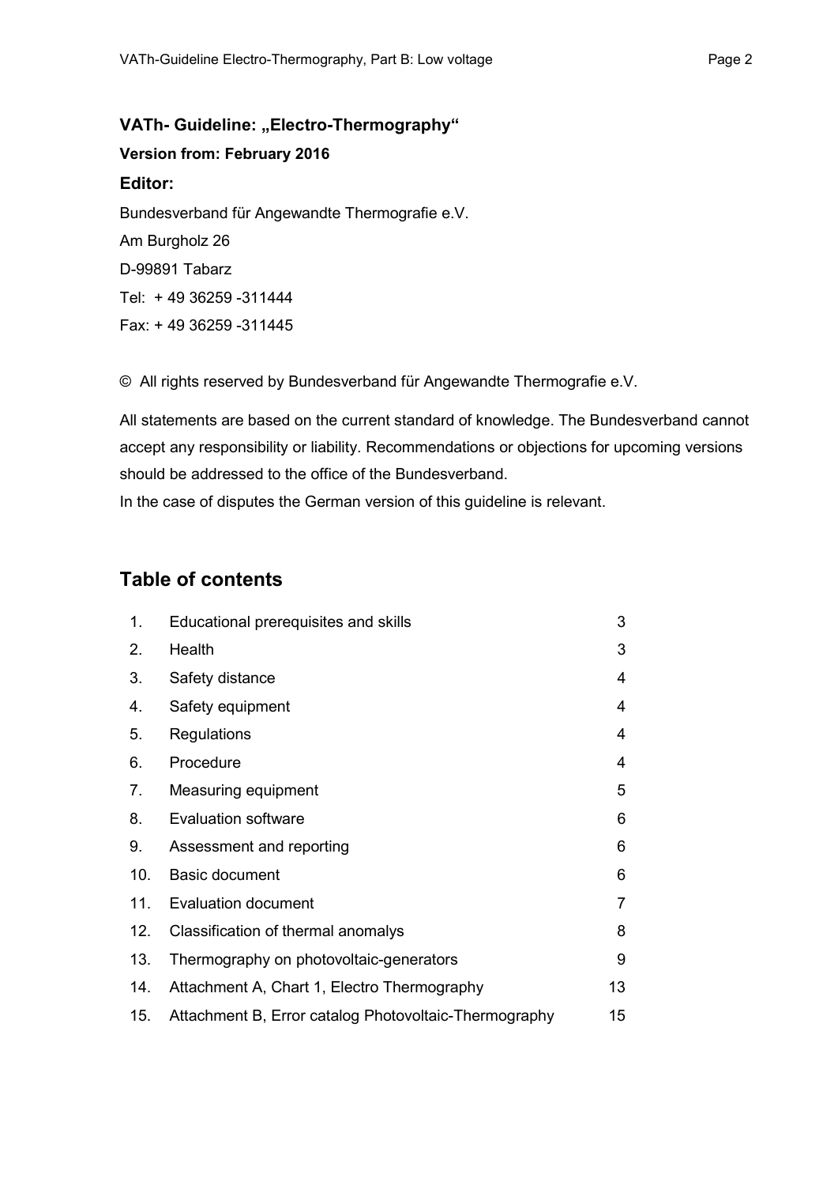**VATh- Guideline: „Electro-Thermography“**

**Version from: February 2016**

**Editor:**

Bundesverband für Angewandte Thermografie e.V.

Am Burgholz 26

D-99891 Tabarz

Tel: + 49 36259 -311444

Fax: + 49 36259 -311445

© All rights reserved by Bundesverband für Angewandte Thermografie e.V.

All statements are based on the current standard of knowledge. The Bundesverband cannot accept any responsibility or liability. Recommendations or objections for upcoming versions should be addressed to the office of the Bundesverband.
In the case of disputes the German version of this guideline is relevant.

## Table of contents

| | | |
|---|---|---|
| 1. | Educational prerequisites and skills | 3 |
| 2. | Health | 3 |
| 3. | Safety distance | 4 |
| 4. | Safety equipment | 4 |
| 5. | Regulations | 4 |
| 6. | Procedure | 4 |
| 7. | Measuring equipment | 5 |
| 8. | Evaluation software | 6 |
| 9. | Assessment and reporting | 6 |
| 10. | Basic document | 6 |
| 11. | Evaluation document | 7 |
| 12. | Classification of thermal anomalys | 8 |
| 13. | Thermography on photovoltaic-generators | 9 |
| 14. | Attachment A, Chart 1, Electro Thermography | 13 |
| 15. | Attachment B, Error catalog Photovoltaic-Thermography | 15 |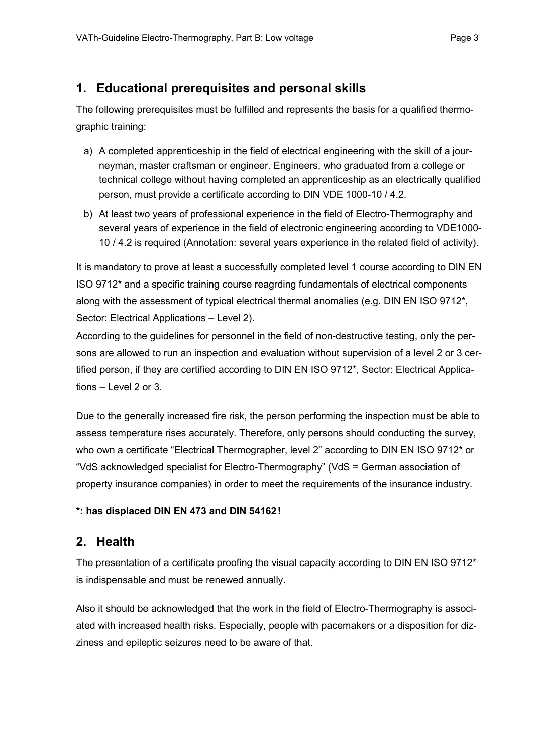## 1. Educational prerequisites and personal skills

The following prerequisites must be fulfilled and represents the basis for a qualified thermographic training:

a) A completed apprenticeship in the field of electrical engineering with the skill of a journeyman, master craftsman or engineer. Engineers, who graduated from a college or technical college without having completed an apprenticeship as an electrically qualified person, must provide a certificate according to DIN VDE 1000-10 / 4.2.

b) At least two years of professional experience in the field of Electro-Thermography and several years of experience in the field of electronic engineering according to VDE1000-10 / 4.2 is required (Annotation: several years experience in the related field of activity).

It is mandatory to prove at least a successfully completed level 1 course according to DIN EN ISO 9712* and a specific training course reagrding fundamentals of electrical components along with the assessment of typical electrical thermal anomalies (e.g. DIN EN ISO 9712*, Sector: Electrical Applications – Level 2).

According to the guidelines for personnel in the field of non-destructive testing, only the persons are allowed to run an inspection and evaluation without supervision of a level 2 or 3 certified person, if they are certified according to DIN EN ISO 9712*, Sector: Electrical Applications – Level 2 or 3.

Due to the generally increased fire risk, the person performing the inspection must be able to assess temperature rises accurately. Therefore, only persons should conducting the survey, who own a certificate "Electrical Thermographer, level 2" according to DIN EN ISO 9712* or "VdS acknowledged specialist for Electro-Thermography" (VdS = German association of property insurance companies) in order to meet the requirements of the insurance industry.

**\*: has displaced DIN EN 473 and DIN 54162 !**

## 2. Health

The presentation of a certificate proofing the visual capacity according to DIN EN ISO 9712* is indispensable and must be renewed annually.

Also it should be acknowledged that the work in the field of Electro-Thermography is associated with increased health risks. Especially, people with pacemakers or a disposition for dizziness and epileptic seizures need to be aware of that.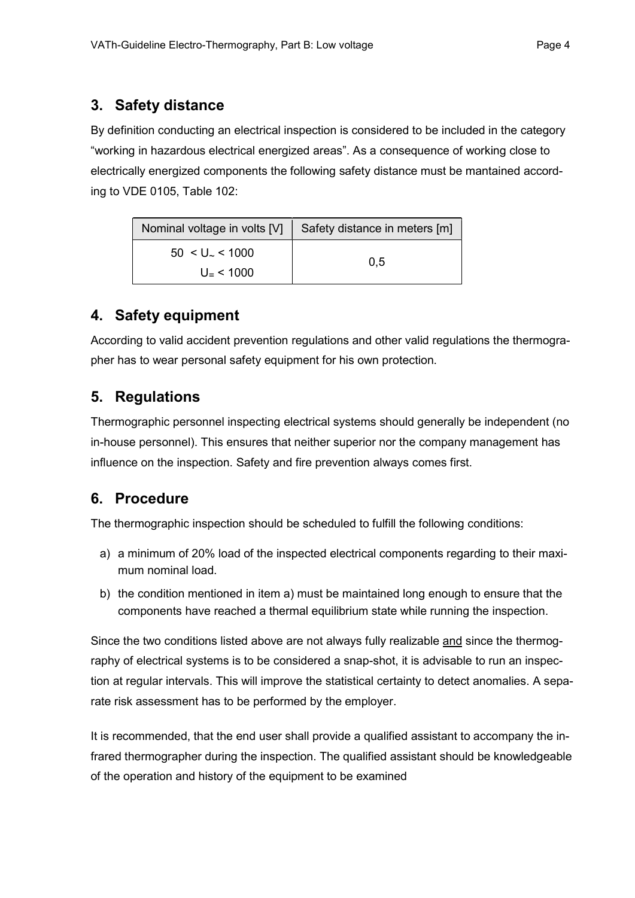## 3. Safety distance

By definition conducting an electrical inspection is considered to be included in the category “working in hazardous electrical energized areas”. As a consequence of working close to electrically energized components the following safety distance must be mantained according to VDE 0105, Table 102:

| Nominal voltage in volts [V] | Safety distance in meters [m] |
|---|---|
| $50 < U_{\sim} < 1000$<br>$U_{=} < 1000$ | 0,5 |

## 4. Safety equipment

According to valid accident prevention regulations and other valid regulations the thermographer has to wear personal safety equipment for his own protection.

## 5. Regulations

Thermographic personnel inspecting electrical systems should generally be independent (no in-house personnel). This ensures that neither superior nor the company management has influence on the inspection. Safety and fire prevention always comes first.

## 6. Procedure

The thermographic inspection should be scheduled to fulfill the following conditions:

a) a minimum of 20% load of the inspected electrical components regarding to their maximum nominal load.

b) the condition mentioned in item a) must be maintained long enough to ensure that the components have reached a thermal equilibrium state while running the inspection.

Since the two conditions listed above are not always fully realizable <u>and</u> since the thermography of electrical systems is to be considered a snap-shot, it is advisable to run an inspection at regular intervals. This will improve the statistical certainty to detect anomalies. A separate risk assessment has to be performed by the employer.

It is recommended, that the end user shall provide a qualified assistant to accompany the infrared thermographer during the inspection. The qualified assistant should be knowledgeable of the operation and history of the equipment to be examined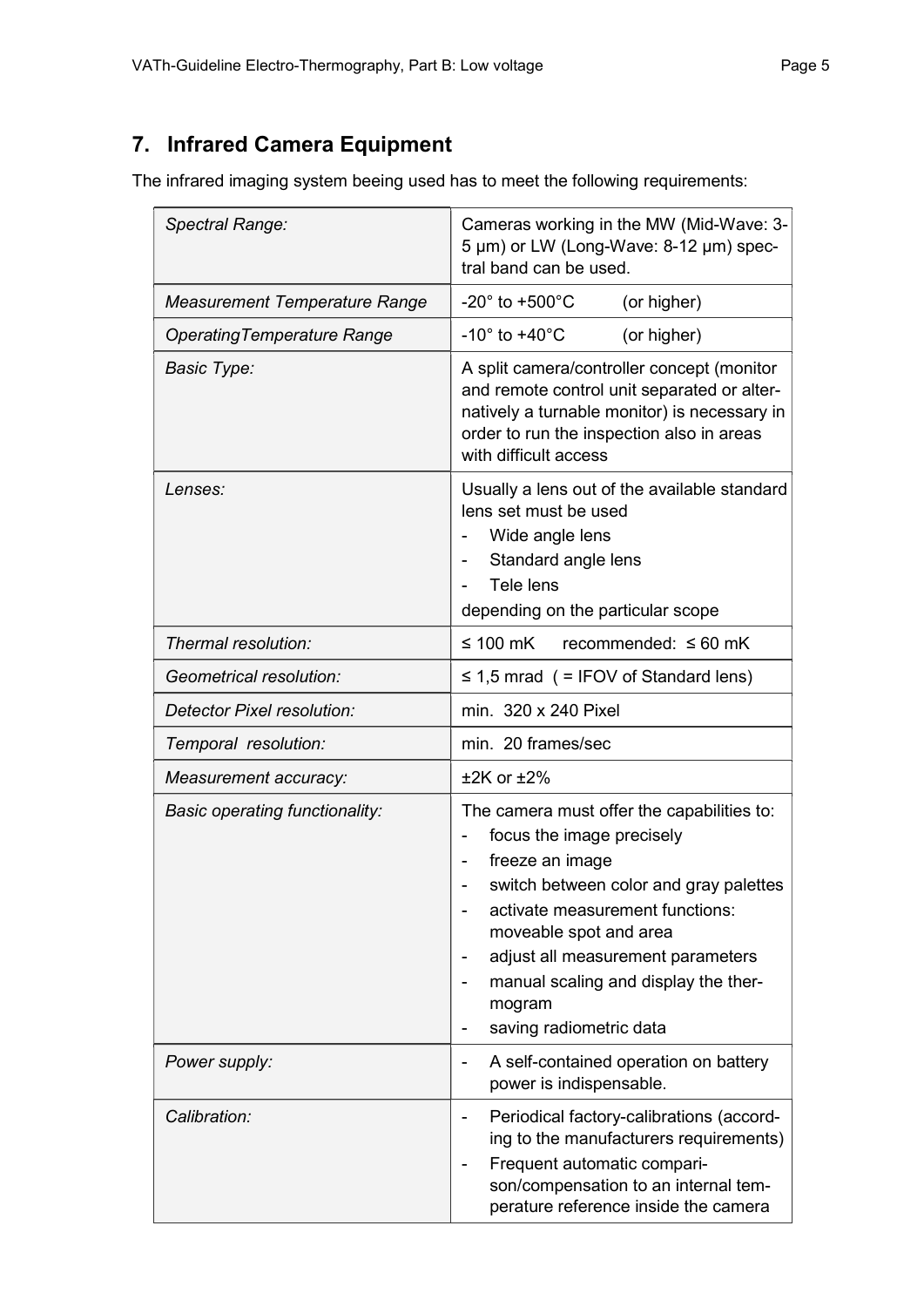## 7. Infrared Camera Equipment

The infrared imaging system beeing used has to meet the following requirements:

| | |
|---|---|
| *Spectral Range:* | Cameras working in the MW (Mid-Wave: 3-5 µm) or LW (Long-Wave: 8-12 µm) spectral band can be used. |
| *Measurement Temperature Range* | -20° to +500°C (or higher) |
| *OperatingTemperature Range* | -10° to +40°C (or higher) |
| *Basic Type:* | A split camera/controller concept (monitor and remote control unit separated or alternatively a turnable monitor) is necessary in order to run the inspection also in areas with difficult access |
| *Lenses:* | Usually a lens out of the available standard lens set must be used<br>- Wide angle lens<br>- Standard angle lens<br>- Tele lens<br>depending on the particular scope |
| *Thermal resolution:* | ≤ 100 mK recommended: ≤ 60 mK |
| *Geometrical resolution:* | ≤ 1,5 mrad ( = IFOV of Standard lens) |
| *Detector Pixel resolution:* | min. 320 x 240 Pixel |
| *Temporal resolution:* | min. 20 frames/sec |
| *Measurement accuracy:* | ±2K or ±2% |
| *Basic operating functionality:* | The camera must offer the capabilities to:<br>- focus the image precisely<br>- freeze an image<br>- switch between color and gray palettes<br>- activate measurement functions: moveable spot and area<br>- adjust all measurement parameters<br>- manual scaling and display the thermogram<br>- saving radiometric data |
| *Power supply:* | - A self-contained operation on battery power is indispensable. |
| *Calibration:* | - Periodical factory-calibrations (according to the manufacturers requirements)<br>- Frequent automatic comparison/compensation to an internal temperature reference inside the camera |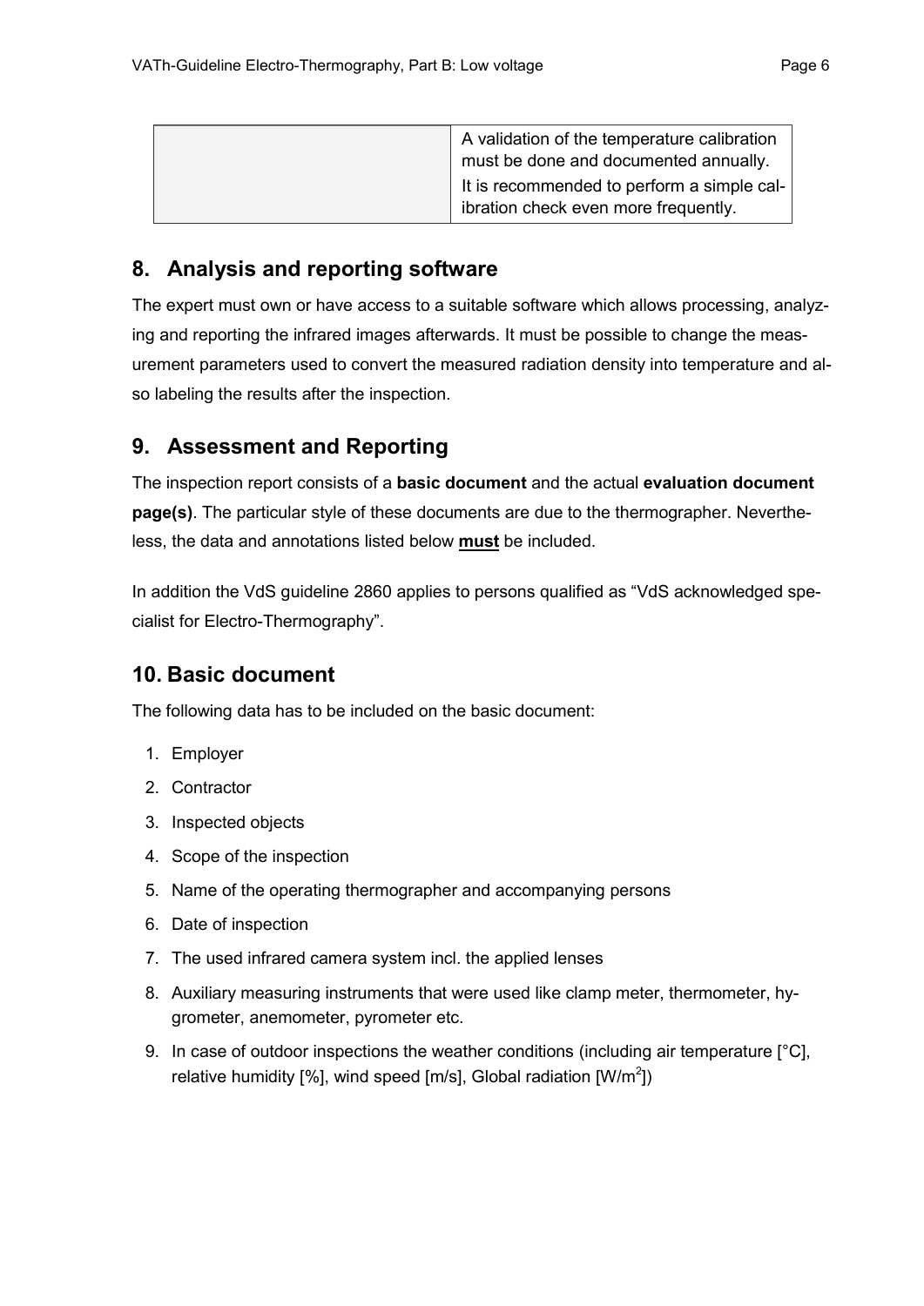| | |
|---|---|
| | A validation of the temperature calibration must be done and documented annually. It is recommended to perform a simple calibration check even more frequently. |

## 8. Analysis and reporting software

The expert must own or have access to a suitable software which allows processing, analyzing and reporting the infrared images afterwards. It must be possible to change the measurement parameters used to convert the measured radiation density into temperature and also labeling the results after the inspection.

## 9. Assessment and Reporting

The inspection report consists of a **basic document** and the actual **evaluation document page(s)**. The particular style of these documents are due to the thermographer. Nevertheless, the data and annotations listed below <u>**must**</u> be included.

In addition the VdS guideline 2860 applies to persons qualified as "VdS acknowledged specialist for Electro-Thermography".

## 10. Basic document

The following data has to be included on the basic document:

1. Employer
2. Contractor
3. Inspected objects
4. Scope of the inspection
5. Name of the operating thermographer and accompanying persons
6. Date of inspection
7. The used infrared camera system incl. the applied lenses
8. Auxiliary measuring instruments that were used like clamp meter, thermometer, hygrometer, anemometer, pyrometer etc.
9. In case of outdoor inspections the weather conditions (including air temperature [°C], relative humidity [%], wind speed [m/s], Global radiation [$W/m^2$])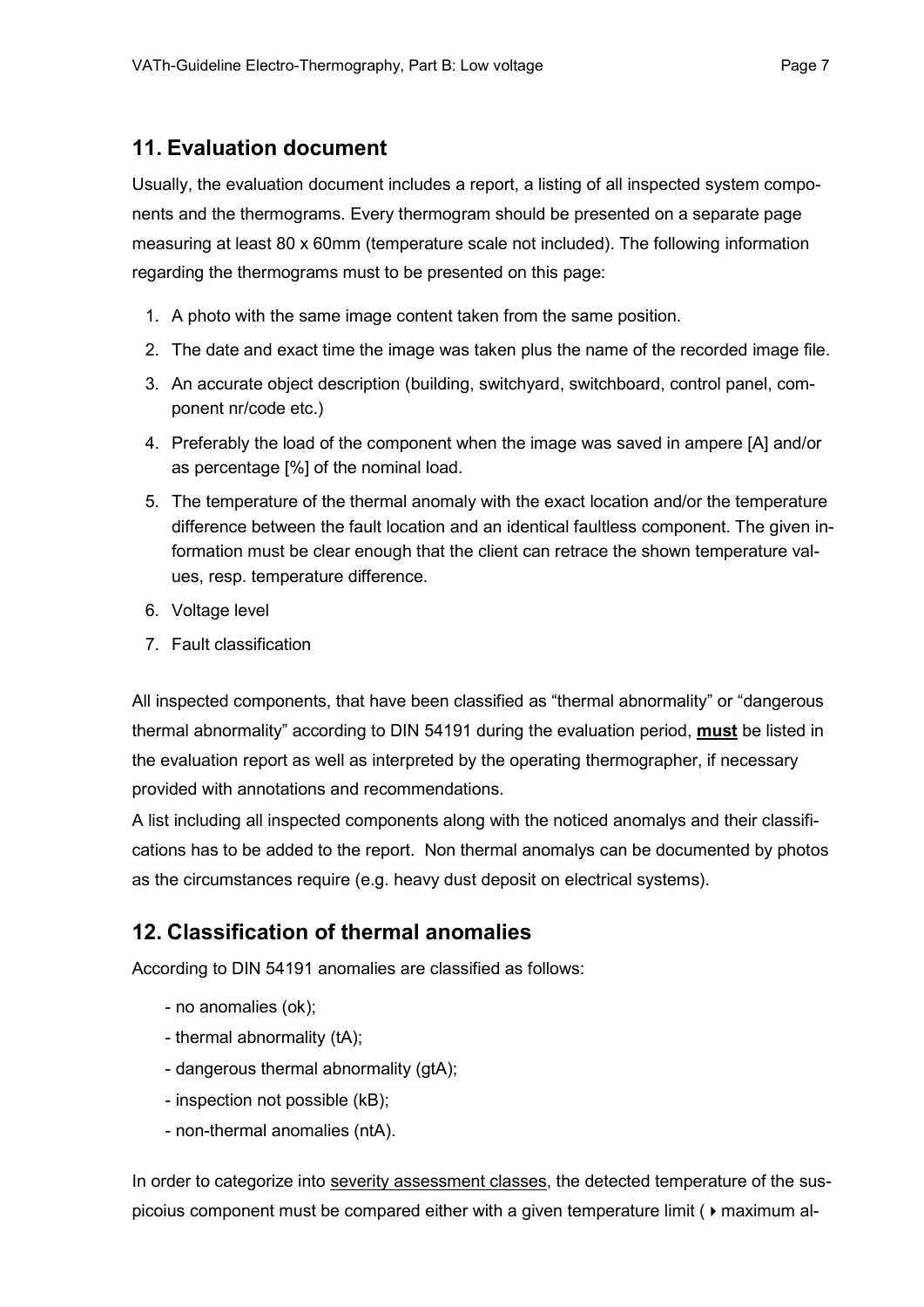## 11. Evaluation document

Usually, the evaluation document includes a report, a listing of all inspected system components and the thermograms. Every thermogram should be presented on a separate page measuring at least 80 x 60mm (temperature scale not included). The following information regarding the thermograms must to be presented on this page:

1. A photo with the same image content taken from the same position.
2. The date and exact time the image was taken plus the name of the recorded image file.
3. An accurate object description (building, switchyard, switchboard, control panel, component nr/code etc.)
4. Preferably the load of the component when the image was saved in ampere [A] and/or as percentage [%] of the nominal load.
5. The temperature of the thermal anomaly with the exact location and/or the temperature difference between the fault location and an identical faultless component. The given information must be clear enough that the client can retrace the shown temperature values, resp. temperature difference.
6. Voltage level
7. Fault classification

All inspected components, that have been classified as "thermal abnormality" or "dangerous thermal abnormality" according to DIN 54191 during the evaluation period, **must** be listed in the evaluation report as well as interpreted by the operating thermographer, if necessary provided with annotations and recommendations.

A list including all inspected components along with the noticed anomalys and their classifications has to be added to the report. Non thermal anomalys can be documented by photos as the circumstances require (e.g. heavy dust deposit on electrical systems).

## 12. Classification of thermal anomalies

According to DIN 54191 anomalies are classified as follows:

- no anomalies (ok);
- thermal abnormality (tA);
- dangerous thermal abnormality (gtA);
- inspection not possible (kB);
- non-thermal anomalies (ntA).

In order to categorize into severity assessment classes, the detected temperature of the suspicoius component must be compared either with a given temperature limit (▸ maximum al-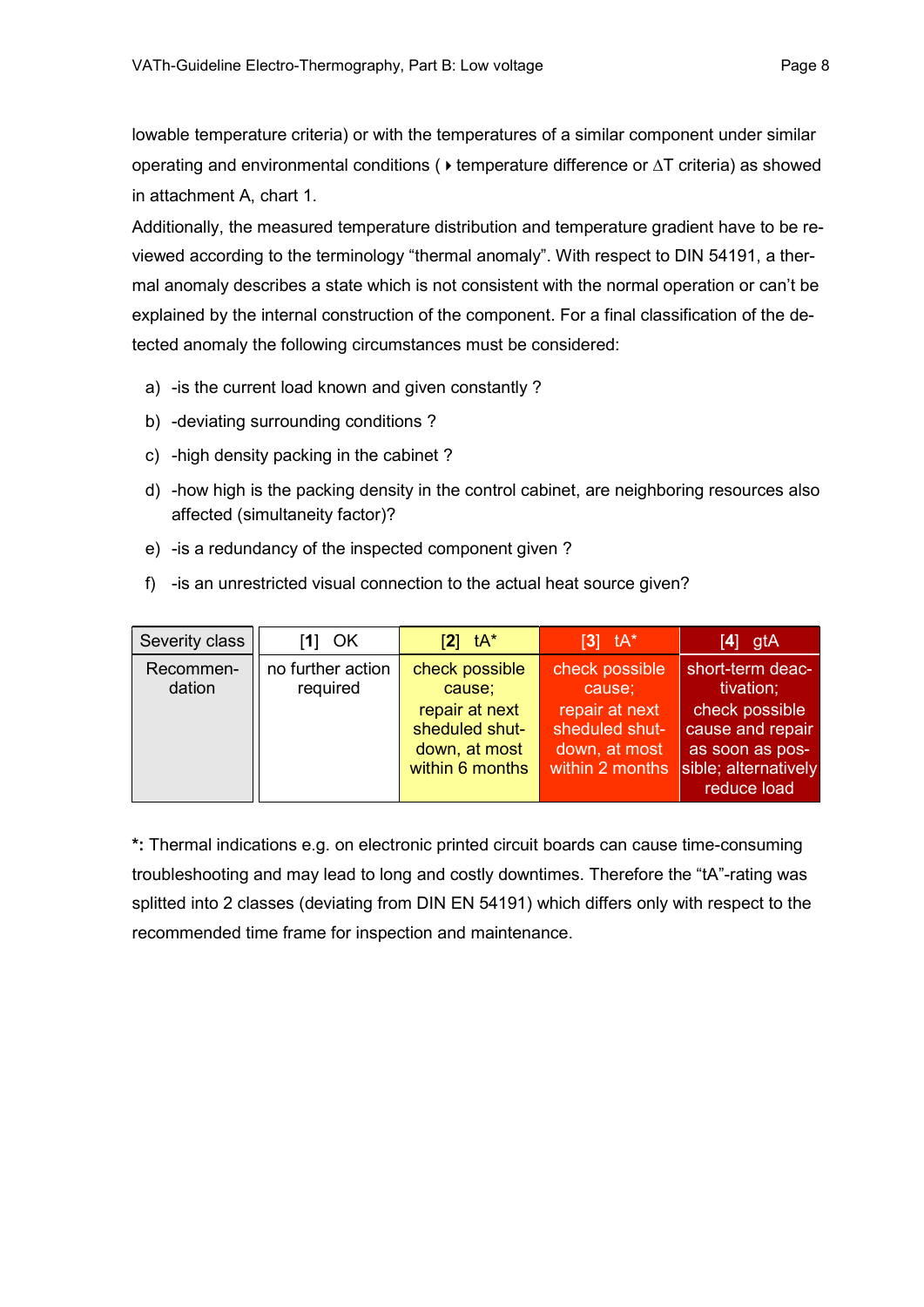lowable temperature criteria) or with the temperatures of a similar component under similar operating and environmental conditions ( ▸ temperature difference or ΔT criteria) as showed in attachment A, chart 1.

Additionally, the measured temperature distribution and temperature gradient have to be reviewed according to the terminology "thermal anomaly". With respect to DIN 54191, a thermal anomaly describes a state which is not consistent with the normal operation or can't be explained by the internal construction of the component. For a final classification of the detected anomaly the following circumstances must be considered:

a) -is the current load known and given constantly ?
b) -deviating surrounding conditions ?
c) -high density packing in the cabinet ?
d) -how high is the packing density in the control cabinet, are neighboring resources also affected (simultaneity factor)?
e) -is a redundancy of the inspected component given ?
f) -is an unrestricted visual connection to the actual heat source given?

| Severity class | [1] OK | [2] tA* | [3] tA* | [4] gtA |
|---|---|---|---|---|
| Recommendation | no further action required | check possible cause; repair at next sheduled shutdown, at most within 6 months | check possible cause; repair at next sheduled shutdown, at most within 2 months | short-term deactivation; check possible cause and repair as soon as possible; alternatively reduce load |

**\*:** Thermal indications e.g. on electronic printed circuit boards can cause time-consuming troubleshooting and may lead to long and costly downtimes. Therefore the "tA"-rating was splitted into 2 classes (deviating from DIN EN 54191) which differs only with respect to the recommended time frame for inspection and maintenance.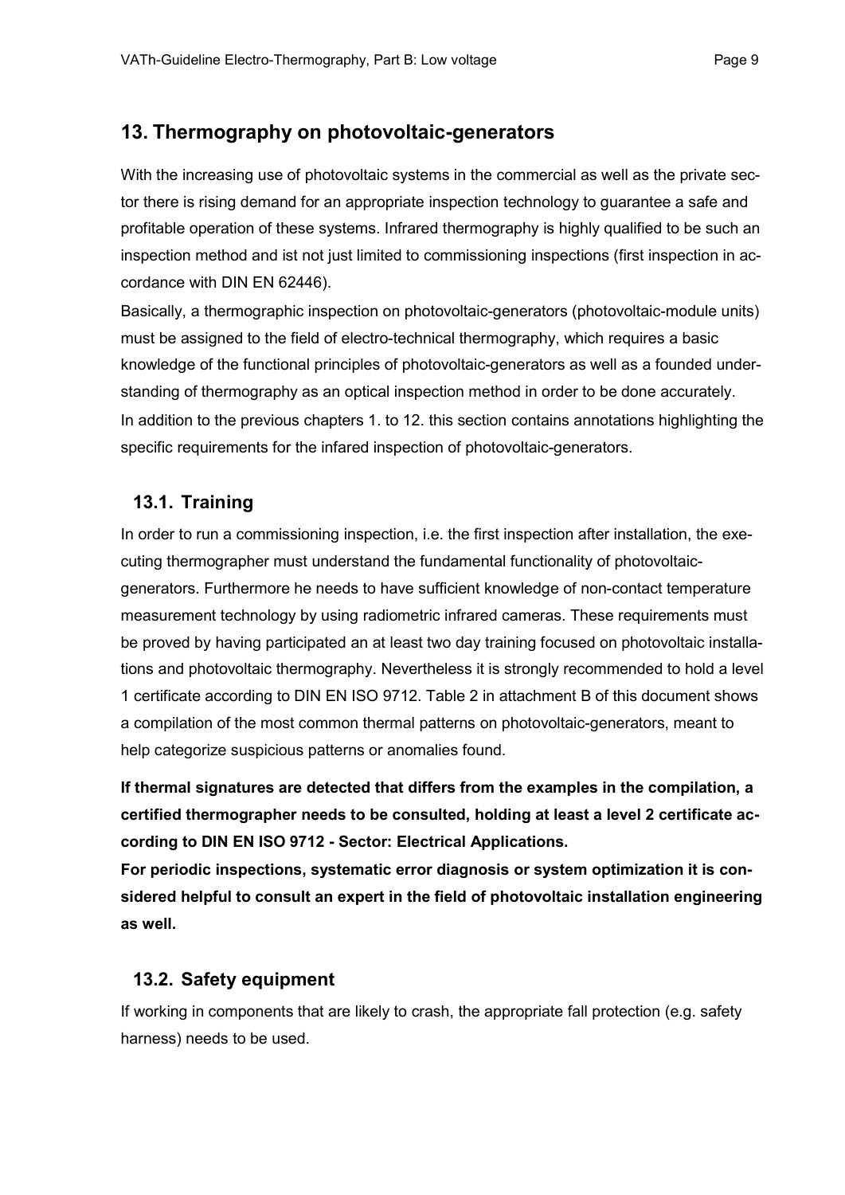## 13. Thermography on photovoltaic-generators

With the increasing use of photovoltaic systems in the commercial as well as the private sector there is rising demand for an appropriate inspection technology to guarantee a safe and profitable operation of these systems. Infrared thermography is highly qualified to be such an inspection method and ist not just limited to commissioning inspections (first inspection in accordance with DIN EN 62446).

Basically, a thermographic inspection on photovoltaic-generators (photovoltaic-module units) must be assigned to the field of electro-technical thermography, which requires a basic knowledge of the functional principles of photovoltaic-generators as well as a founded understanding of thermography as an optical inspection method in order to be done accurately.

In addition to the previous chapters 1. to 12. this section contains annotations highlighting the specific requirements for the infared inspection of photovoltaic-generators.

### 13.1. Training

In order to run a commissioning inspection, i.e. the first inspection after installation, the executing thermographer must understand the fundamental functionality of photovoltaic-generators. Furthermore he needs to have sufficient knowledge of non-contact temperature measurement technology by using radiometric infrared cameras. These requirements must be proved by having participated an at least two day training focused on photovoltaic installations and photovoltaic thermography. Nevertheless it is strongly recommended to hold a level 1 certificate according to DIN EN ISO 9712. Table 2 in attachment B of this document shows a compilation of the most common thermal patterns on photovoltaic-generators, meant to help categorize suspicious patterns or anomalies found.

**If thermal signatures are detected that differs from the examples in the compilation, a certified thermographer needs to be consulted, holding at least a level 2 certificate according to DIN EN ISO 9712 - Sector: Electrical Applications.**

**For periodic inspections, systematic error diagnosis or system optimization it is considered helpful to consult an expert in the field of photovoltaic installation engineering as well.**

### 13.2. Safety equipment

If working in components that are likely to crash, the appropriate fall protection (e.g. safety harness) needs to be used.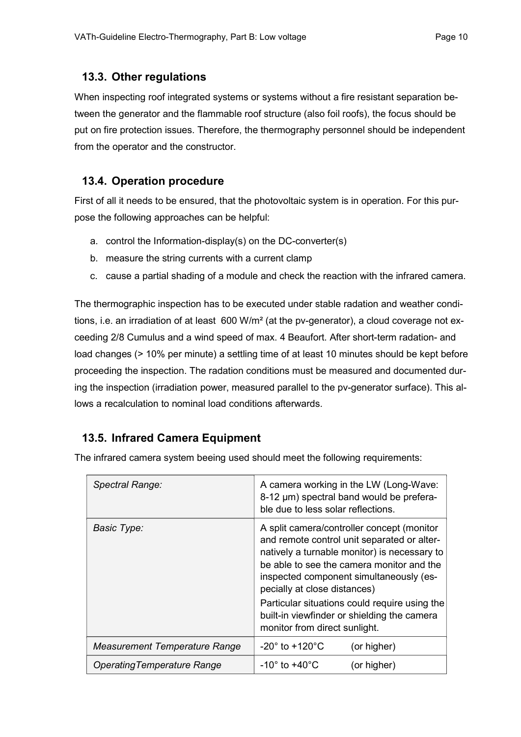## 13.3. Other regulations

When inspecting roof integrated systems or systems without a fire resistant separation between the generator and the flammable roof structure (also foil roofs), the focus should be put on fire protection issues. Therefore, the thermography personnel should be independent from the operator and the constructor.

## 13.4. Operation procedure

First of all it needs to be ensured, that the photovoltaic system is in operation. For this purpose the following approaches can be helpful:

a. control the Information-display(s) on the DC-converter(s)
b. measure the string currents with a current clamp
c. cause a partial shading of a module and check the reaction with the infrared camera.

The thermographic inspection has to be executed under stable radiation and weather conditions, i.e. an irradiation of at least 600 W/m² (at the pv-generator), a cloud coverage not exceeding 2/8 Cumulus and a wind speed of max. 4 Beaufort. After short-term radiation- and load changes (> 10% per minute) a settling time of at least 10 minutes should be kept before proceeding the inspection. The radiation conditions must be measured and documented during the inspection (irradiation power, measured parallel to the pv-generator surface). This allows a recalculation to nominal load conditions afterwards.

## 13.5. Infrared Camera Equipment

The infrared camera system beeing used should meet the following requirements:

| | |
|---|---|
| *Spectral Range:* | A camera working in the LW (Long-Wave: 8-12 µm) spectral band would be preferable due to less solar reflections. |
| *Basic Type:* | A split camera/controller concept (monitor and remote control unit separated or alternatively a turnable monitor) is necessary to be able to see the camera monitor and the inspected component simultaneously (especially at close distances)<br>Particular situations could require using the built-in viewfinder or shielding the camera monitor from direct sunlight. |
| *Measurement Temperature Range* | -20° to +120°C (or higher) |
| *OperatingTemperature Range* | -10° to +40°C (or higher) |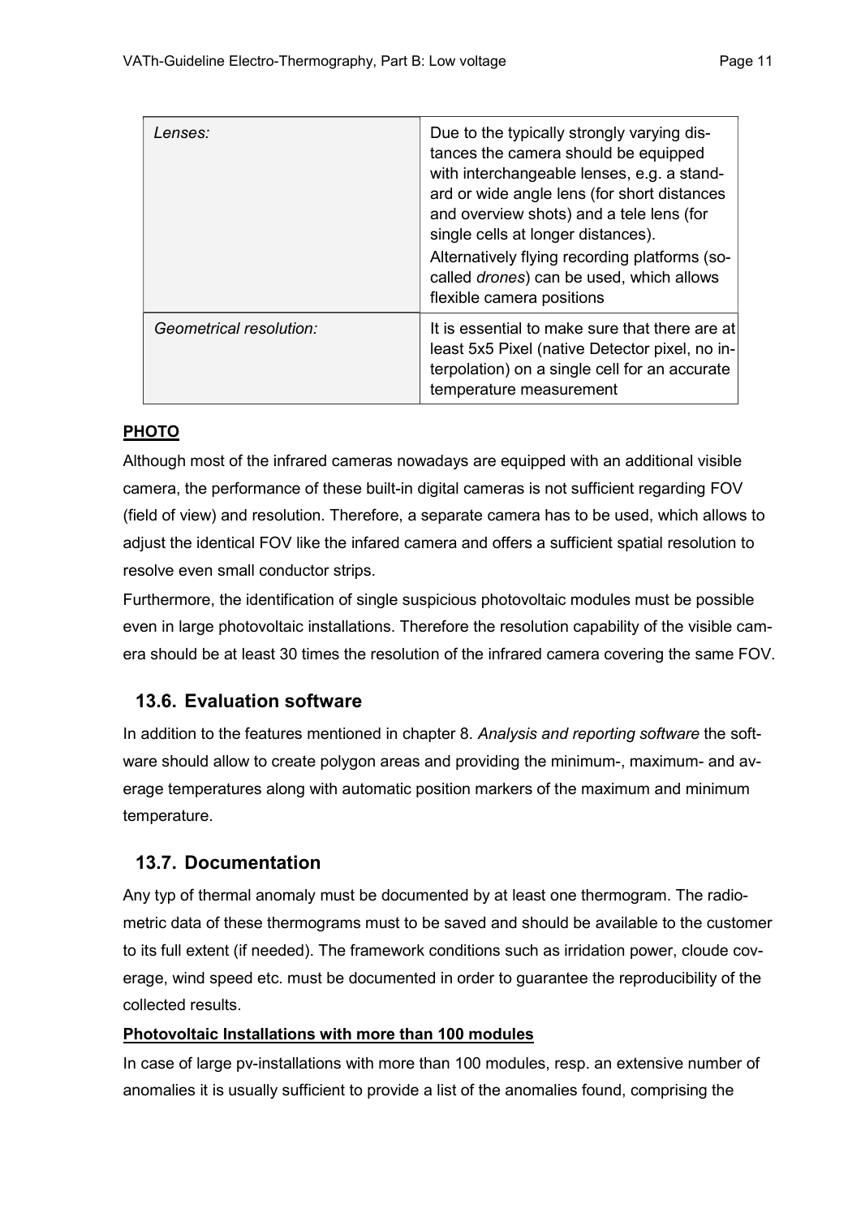| | |
|---|---|
| *Lenses:* | Due to the typically strongly varying distances the camera should be equipped with interchangeable lenses, e.g. a standard or wide angle lens (for short distances and overview shots) and a tele lens (for single cells at longer distances).<br>Alternatively flying recording platforms (so-called *drones*) can be used, which allows flexible camera positions |
| *Geometrical resolution:* | It is essential to make sure that there are at least 5x5 Pixel (native Detector pixel, no interpolation) on a single cell for an accurate temperature measurement |

**PHOTO**

Although most of the infrared cameras nowadays are equipped with an additional visible camera, the performance of these built-in digital cameras is not sufficient regarding FOV (field of view) and resolution. Therefore, a separate camera has to be used, which allows to adjust the identical FOV like the infared camera and offers a sufficient spatial resolution to resolve even small conductor strips.

Furthermore, the identification of single suspicious photovoltaic modules must be possible even in large photovoltaic installations. Therefore the resolution capability of the visible camera should be at least 30 times the resolution of the infrared camera covering the same FOV.

## 13.6. Evaluation software

In addition to the features mentioned in chapter 8. *Analysis and reporting software* the software should allow to create polygon areas and providing the minimum-, maximum- and average temperatures along with automatic position markers of the maximum and minimum temperature.

## 13.7. Documentation

Any typ of thermal anomaly must be documented by at least one thermogram. The radiometric data of these thermograms must to be saved and should be available to the customer to its full extent (if needed). The framework conditions such as irridation power, cloude coverage, wind speed etc. must be documented in order to guarantee the reproducibility of the collected results.

**Photovoltaic Installations with more than 100 modules**

In case of large pv-installations with more than 100 modules, resp. an extensive number of anomalies it is usually sufficient to provide a list of the anomalies found, comprising the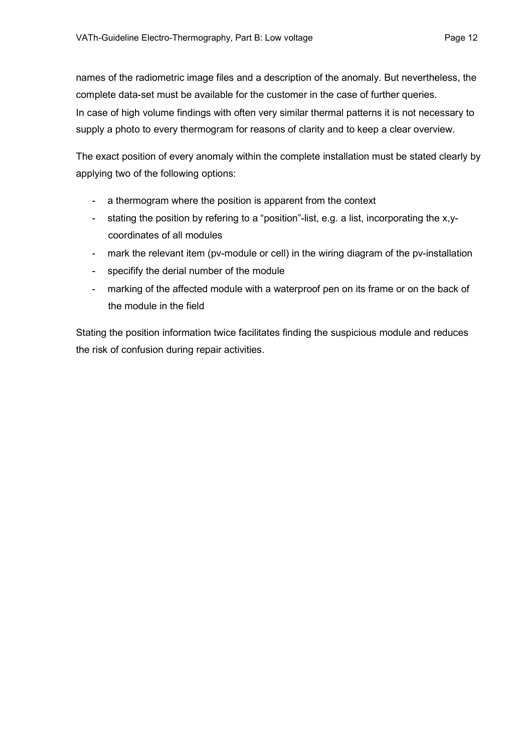names of the radiometric image files and a description of the anomaly. But nevertheless, the complete data-set must be available for the customer in the case of further queries.
In case of high volume findings with often very similar thermal patterns it is not necessary to supply a photo to every thermogram for reasons of clarity and to keep a clear overview.

The exact position of every anomaly within the complete installation must be stated clearly by applying two of the following options:

- a thermogram where the position is apparent from the context
- stating the position by refering to a “position”-list, e.g. a list, incorporating the x,y-coordinates of all modules
- mark the relevant item (pv-module or cell) in the wiring diagram of the pv-installation
- specifify the derial number of the module
- marking of the affected module with a waterproof pen on its frame or on the back of the module in the field

Stating the position information twice facilitates finding the suspicious module and reduces the risk of confusion during repair activities.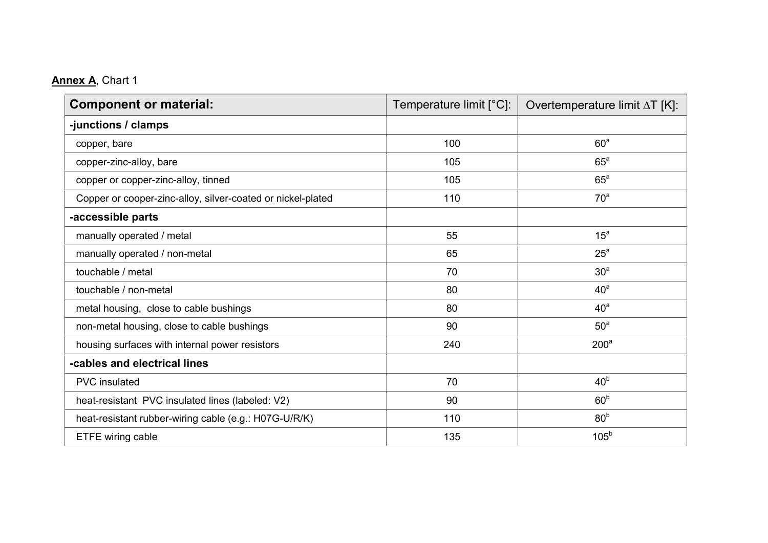**Annex A**, Chart 1

| **Component or material:** | Temperature limit [°C]: | Overtemperature limit $\Delta T$ [K]: |
|---|---|---|
| **-junctions / clamps** | | |
| copper, bare | 100 | 60[a] |
| copper-zinc-alloy, bare | 105 | 65[a] |
| copper or copper-zinc-alloy, tinned | 105 | 65[a] |
| Copper or cooper-zinc-alloy, silver-coated or nickel-plated | 110 | 70[a] |
| **-accessible parts** | | |
| manually operated / metal | 55 | 15[a] |
| manually operated / non-metal | 65 | 25[a] |
| touchable / metal | 70 | 30[a] |
| touchable / non-metal | 80 | 40[a] |
| metal housing, close to cable bushings | 80 | 40[a] |
| non-metal housing, close to cable bushings | 90 | 50[a] |
| housing surfaces with internal power resistors | 240 | 200[a] |
| **-cables and electrical lines** | | |
| PVC insulated | 70 | 40[b] |
| heat-resistant PVC insulated lines (labeled: V2) | 90 | 60[b] |
| heat-resistant rubber-wiring cable (e.g.: H07G-U/R/K) | 110 | 80[b] |
| ETFE wiring cable | 135 | 105[b] |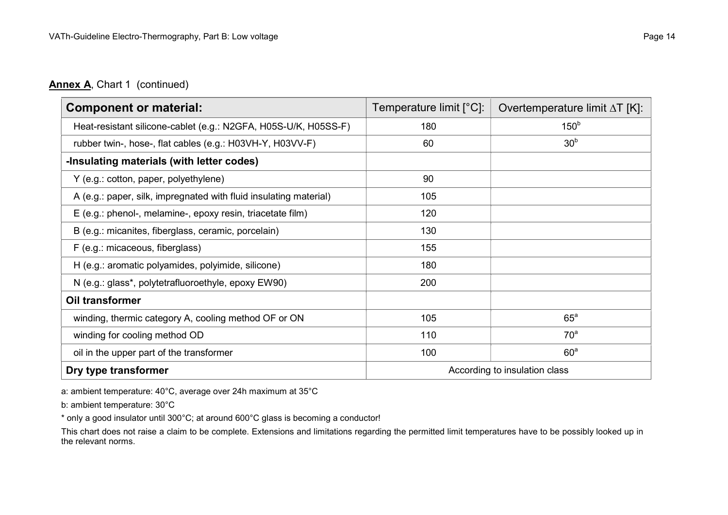**Annex A**, Chart 1 (continued)

| **Component or material:** | Temperature limit [°C]: | Overtemperature limit $\Delta T$ [K]: |
|---|---|---|
| Heat-resistant silicone-cablet (e.g.: N2GFA, H05S-U/K, H05SS-F) | 180 | 150[b] |
| rubber twin-, hose-, flat cables (e.g.: H03VH-Y, H03VV-F) | 60 | 30[b] |
| **-Insulating materials (with letter codes)** | | |
| Y (e.g.: cotton, paper, polyethylene) | 90 | |
| A (e.g.: paper, silk, impregnated with fluid insulating material) | 105 | |
| E (e.g.: phenol-, melamine-, epoxy resin, triacetate film) | 120 | |
| B (e.g.: micanites, fiberglass, ceramic, porcelain) | 130 | |
| F (e.g.: micaceous, fiberglass) | 155 | |
| H (e.g.: aromatic polyamides, polyimide, silicone) | 180 | |
| N (e.g.: glass*, polytetrafluoroethyle, epoxy EW90) | 200 | |
| **Oil transformer** | | |
| winding, thermic category A, cooling method OF or ON | 105 | 65[a] |
| winding for cooling method OD | 110 | 70[a] |
| oil in the upper part of the transformer | 100 | 60[a] |
| **Dry type transformer** | According to insulation class | |

a: ambient temperature: 40°C, average over 24h maximum at 35°C

b: ambient temperature: 30°C

\* only a good insulator until 300°C; at around 600°C glass is becoming a conductor!

This chart does not raise a claim to be complete. Extensions and limitations regarding the permitted limit temperatures have to be possibly looked up in the relevant norms.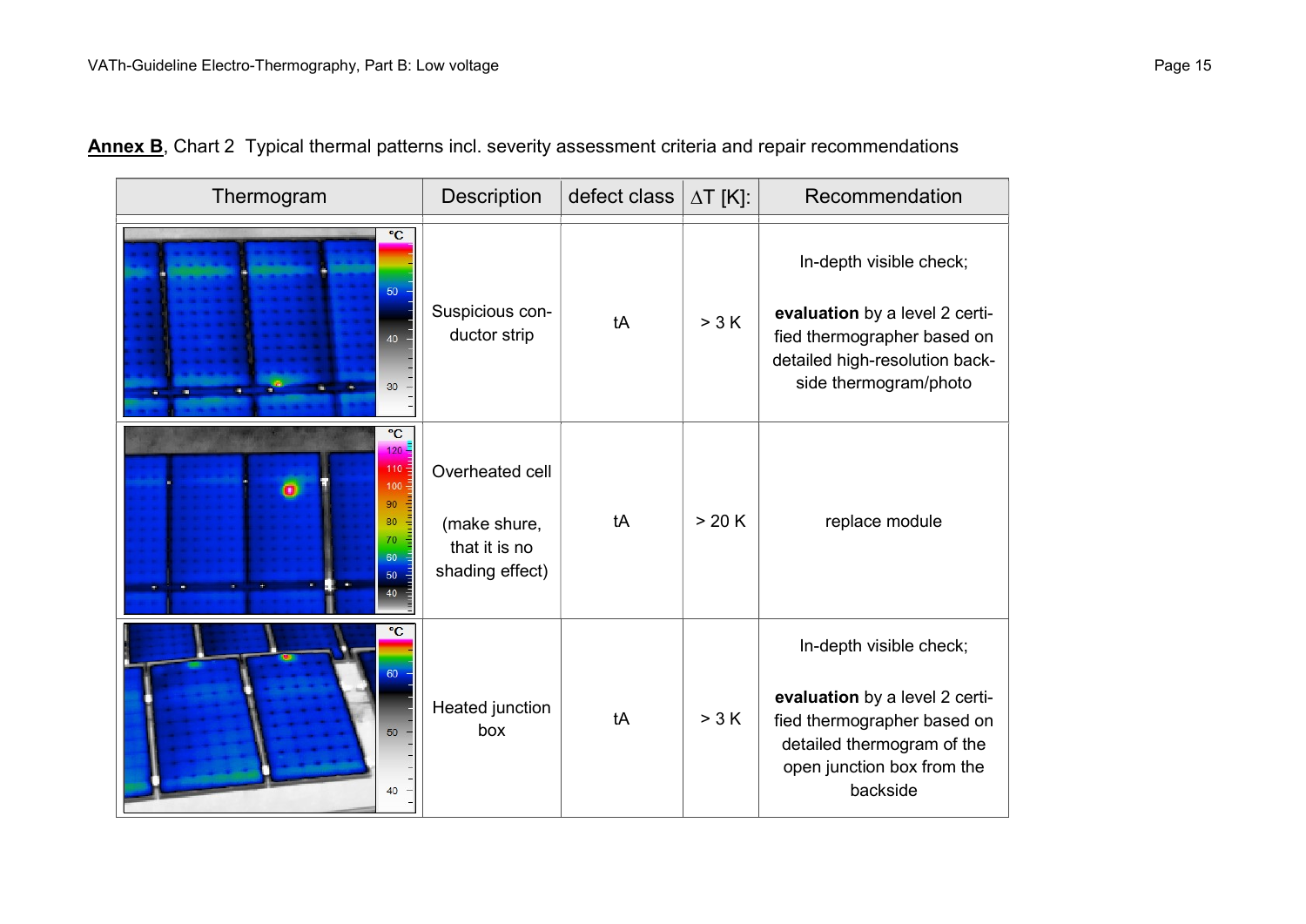**Annex B**, Chart 2  Typical thermal patterns incl. severity assessment criteria and repair recommendations

| Thermogram | Description | defect class | ΔT [K]: | Recommendation |
|---|---|---|---|---|
| | Suspicious conductor strip | tA | > 3 K | In-depth visible check; **evaluation** by a level 2 certified thermographer based on detailed high-resolution backside thermogram/photo |
| | Overheated cell (make shure, that it is no shading effect) | tA | > 20 K | replace module |
| | Heated junction box | tA | > 3 K | In-depth visible check; **evaluation** by a level 2 certified thermographer based on detailed thermogram of the open junction box from the backside |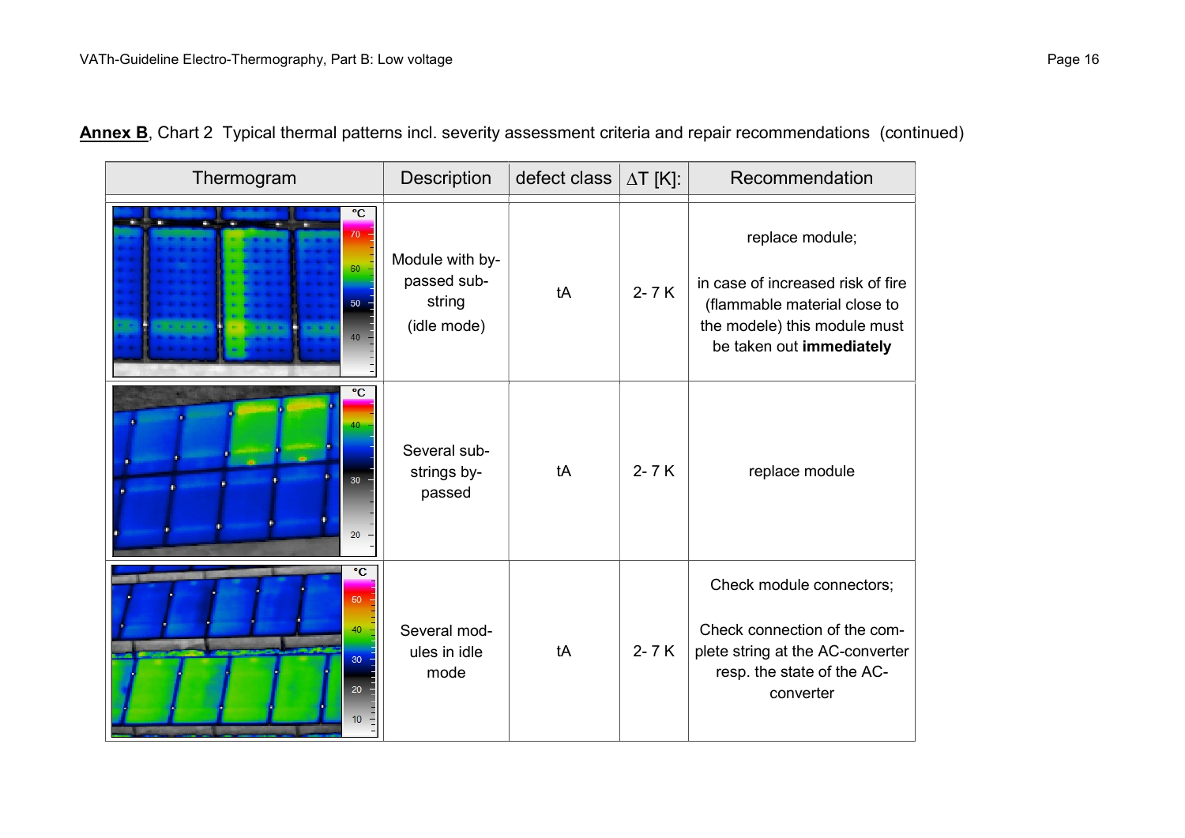**Annex B**, Chart 2 Typical thermal patterns incl. severity assessment criteria and repair recommendations (continued)

| Thermogram | Description | defect class | ΔT [K]: | Recommendation |
|---|---|---|---|---|
| | Module with by-passed sub-string (idle mode) | tA | 2- 7 K | replace module; in case of increased risk of fire (flammable material close to the modele) this module must be taken out **immediately** |
| | Several sub-strings by-passed | tA | 2- 7 K | replace module |
| | Several modules in idle mode | tA | 2- 7 K | Check module connectors; Check connection of the complete string at the AC-converter resp. the state of the AC-converter |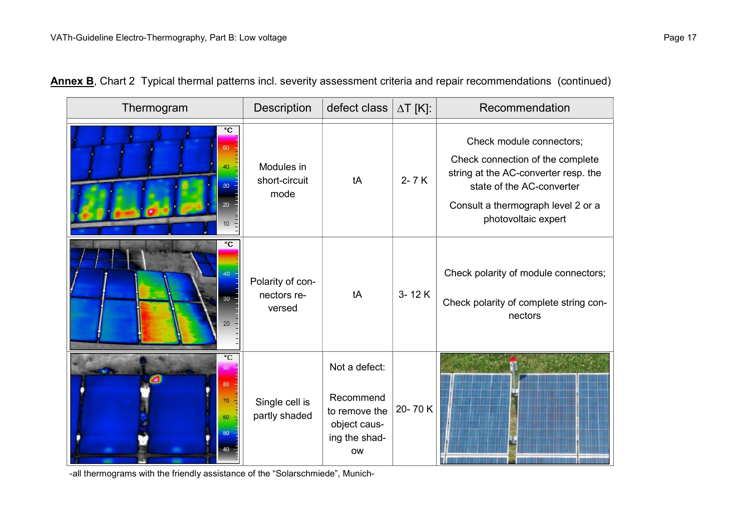**Annex B**, Chart 2 Typical thermal patterns incl. severity assessment criteria and repair recommendations (continued)

| Thermogram | Description | defect class | $\Delta$T [K]: | Recommendation |
|---|---|---|---|---|
| | Modules in short-circuit mode | tA | 2- 7 K | Check module connectors; Check connection of the complete string at the AC-converter resp. the state of the AC-converter Consult a thermograph level 2 or a photovoltaic expert |
| | Polarity of connectors reversed | tA | 3- 12 K | Check polarity of module connectors; Check polarity of complete string connectors |
| | Single cell is partly shaded | Not a defect: Recommend to remove the object causing the shadow | 20- 70 K | |

-all thermograms with the friendly assistance of the “Solarschmiede”, Munich-